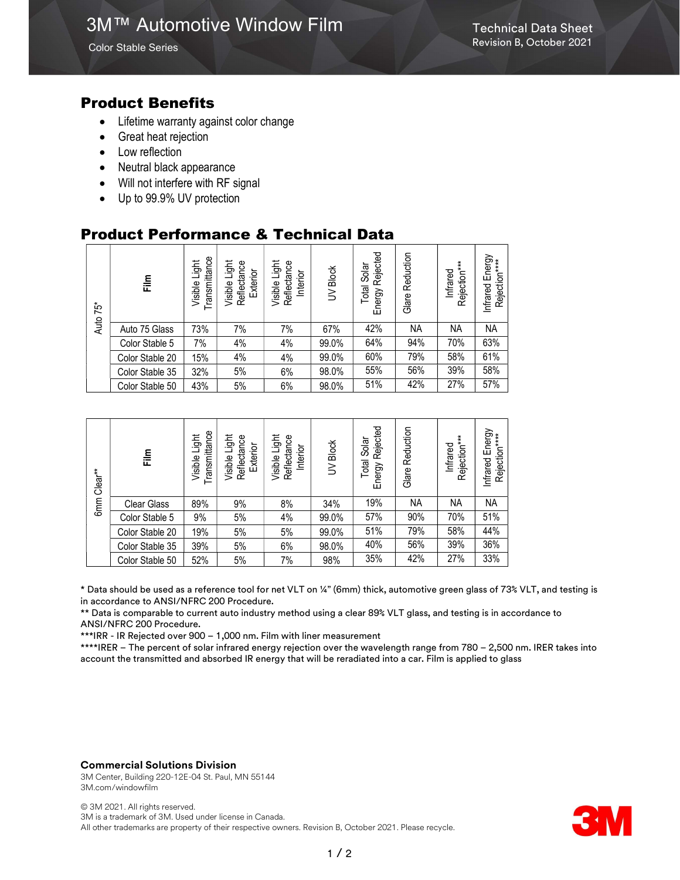# 3M™ Automotive Window Film

Color Stable Series

Technical Data Sheet
Revision B, October 2021

## Product Benefits

- Lifetime warranty against color change
- Great heat rejection
- Low reflection
- Neutral black appearance
- Will not interfere with RF signal
- Up to 99.9% UV protection

## Product Performance & Technical Data

| | Film | Visible Light Transmittance | Visible Light Reflectance Exterior | Visible Light Reflectance Interior | UV Block | Total Solar Energy Rejected | Glare Reduction | Infrared Rejection*** | Infrared Energy Rejection**** |
|---|---|---|---|---|---|---|---|---|---|
| Auto 75* | Auto 75 Glass | 73% | 7% | 7% | 67% | 42% | NA | NA | NA |
| | Color Stable 5 | 7% | 4% | 4% | 99.0% | 64% | 94% | 70% | 63% |
| | Color Stable 20 | 15% | 4% | 4% | 99.0% | 60% | 79% | 58% | 61% |
| | Color Stable 35 | 32% | 5% | 6% | 98.0% | 55% | 56% | 39% | 58% |
| | Color Stable 50 | 43% | 5% | 6% | 98.0% | 51% | 42% | 27% | 57% |

| | Film | Visible Light Transmittance | Visible Light Reflectance Exterior | Visible Light Reflectance Interior | UV Block | Total Solar Energy Rejected | Glare Reduction | Infrared Rejection*** | Infrared Energy Rejection**** |
|---|---|---|---|---|---|---|---|---|---|
| 6mm Clear** | Clear Glass | 89% | 9% | 8% | 34% | 19% | NA | NA | NA |
| | Color Stable 5 | 9% | 5% | 4% | 99.0% | 57% | 90% | 70% | 51% |
| | Color Stable 20 | 19% | 5% | 5% | 99.0% | 51% | 79% | 58% | 44% |
| | Color Stable 35 | 39% | 5% | 6% | 98.0% | 40% | 56% | 39% | 36% |
| | Color Stable 50 | 52% | 5% | 7% | 98% | 35% | 42% | 27% | 33% |

* Data should be used as a reference tool for net VLT on ¼" (6mm) thick, automotive green glass of 73% VLT, and testing is in accordance to ANSI/NFRC 200 Procedure.
** Data is comparable to current auto industry method using a clear 89% VLT glass, and testing is in accordance to ANSI/NFRC 200 Procedure.
***IRR - IR Rejected over 900 – 1,000 nm. Film with liner measurement
****IRER – The percent of solar infrared energy rejection over the wavelength range from 780 – 2,500 nm. IRER takes into account the transmitted and absorbed IR energy that will be reradiated into a car. Film is applied to glass

**Commercial Solutions Division**
3M Center, Building 220-12E-04 St. Paul, MN 55144
3M.com/windowfilm

© 3M 2021. All rights reserved.
3M is a trademark of 3M. Used under license in Canada.
All other trademarks are property of their respective owners. Revision B, October 2021. Please recycle.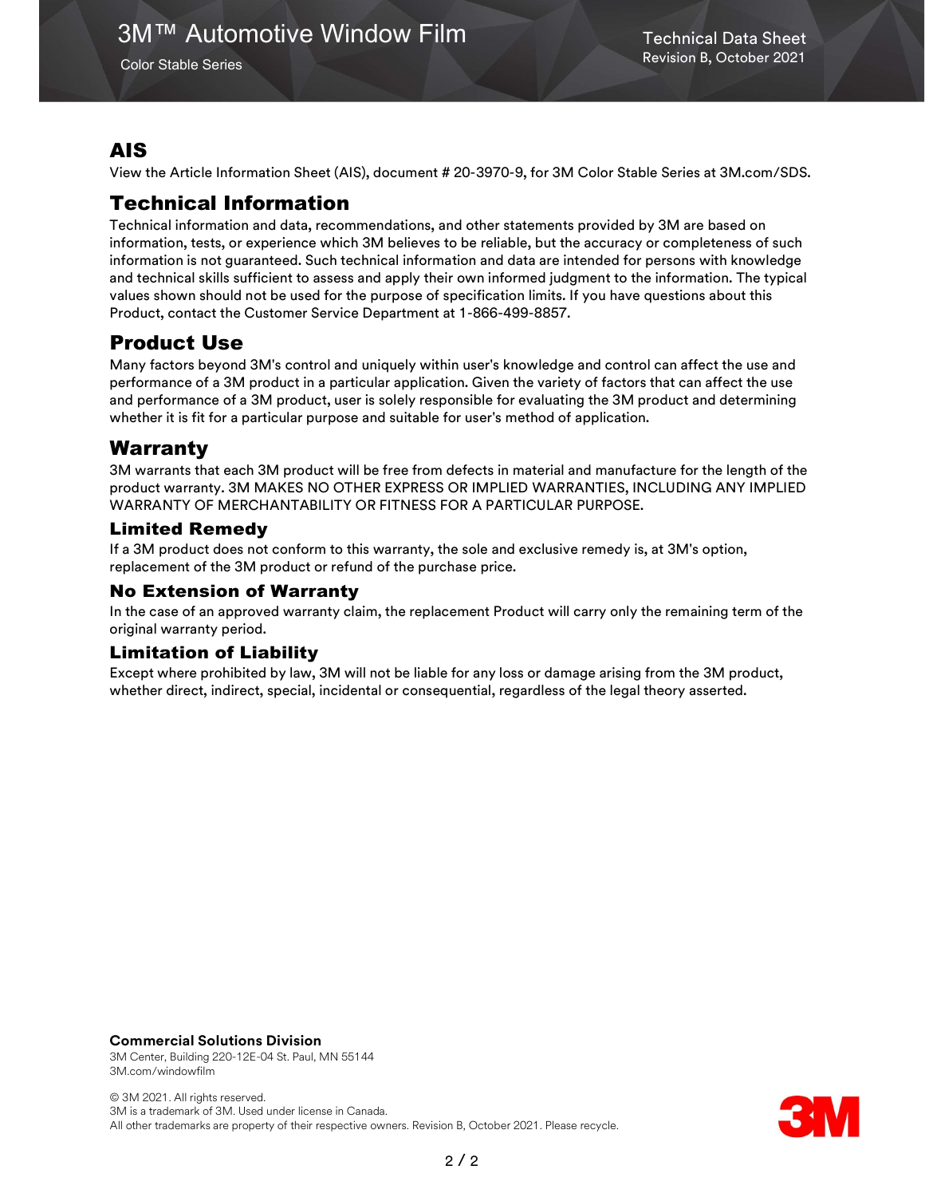## AIS

View the Article Information Sheet (AIS), document # 20-3970-9, for 3M Color Stable Series at 3M.com/SDS.

## Technical Information

Technical information and data, recommendations, and other statements provided by 3M are based on information, tests, or experience which 3M believes to be reliable, but the accuracy or completeness of such information is not guaranteed. Such technical information and data are intended for persons with knowledge and technical skills sufficient to assess and apply their own informed judgment to the information. The typical values shown should not be used for the purpose of specification limits. If you have questions about this Product, contact the Customer Service Department at 1-866-499-8857.

## Product Use

Many factors beyond 3M's control and uniquely within user's knowledge and control can affect the use and performance of a 3M product in a particular application. Given the variety of factors that can affect the use and performance of a 3M product, user is solely responsible for evaluating the 3M product and determining whether it is fit for a particular purpose and suitable for user's method of application.

## Warranty

3M warrants that each 3M product will be free from defects in material and manufacture for the length of the product warranty. 3M MAKES NO OTHER EXPRESS OR IMPLIED WARRANTIES, INCLUDING ANY IMPLIED WARRANTY OF MERCHANTABILITY OR FITNESS FOR A PARTICULAR PURPOSE.

### Limited Remedy

If a 3M product does not conform to this warranty, the sole and exclusive remedy is, at 3M's option, replacement of the 3M product or refund of the purchase price.

### No Extension of Warranty

In the case of an approved warranty claim, the replacement Product will carry only the remaining term of the original warranty period.

### Limitation of Liability

Except where prohibited by law, 3M will not be liable for any loss or damage arising from the 3M product, whether direct, indirect, special, incidental or consequential, regardless of the legal theory asserted.

**Commercial Solutions Division**
3M Center, Building 220-12E-04 St. Paul, MN 55144
3M.com/windowfilm

© 3M 2021. All rights reserved.
3M is a trademark of 3M. Used under license in Canada.
All other trademarks are property of their respective owners. Revision B, October 2021. Please recycle.